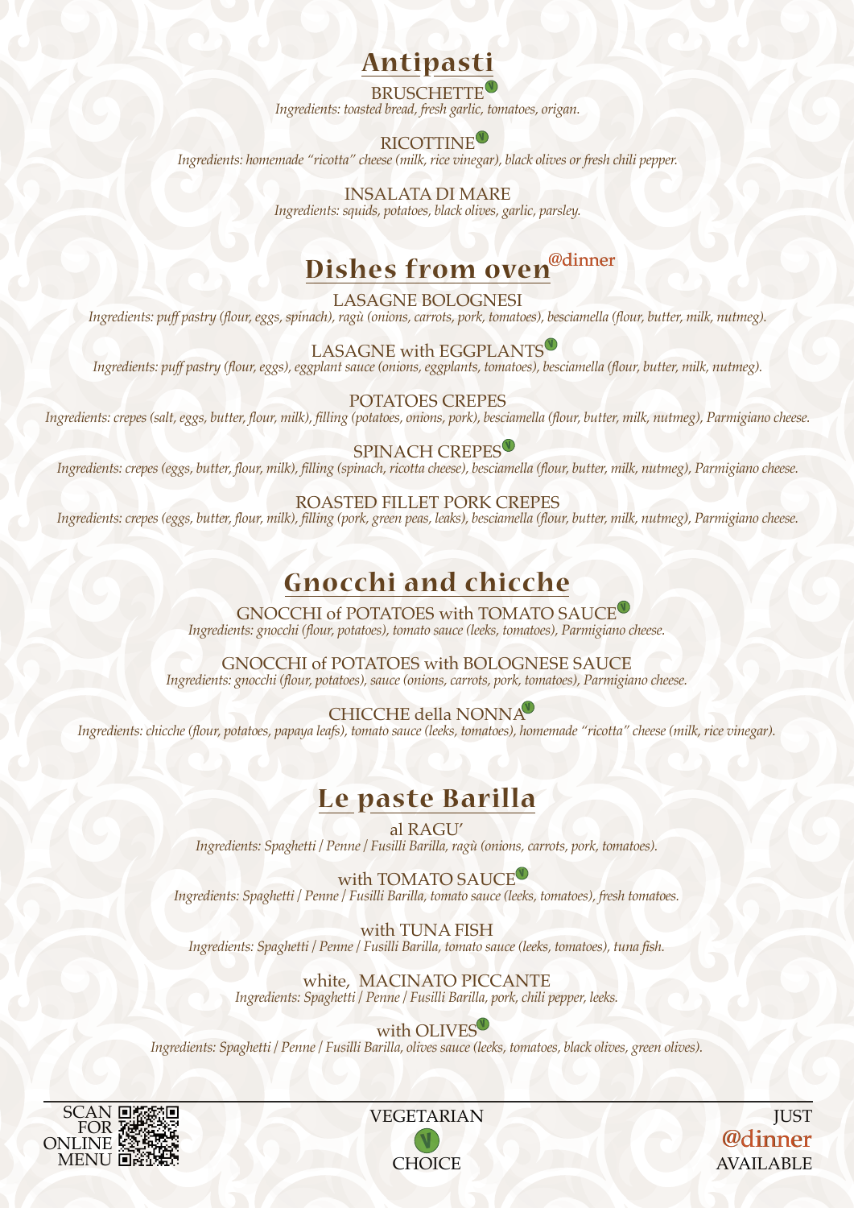## Antipasti

BRUSCHETTE (V)
*Ingredients: toasted bread, fresh garlic, tomatoes, origan.*

RICOTTINE (V)
*Ingredients: homemade "ricotta" cheese (milk, rice vinegar), black olives or fresh chili pepper.*

INSALATA DI MARE
*Ingredients: squids, potatoes, black olives, garlic, parsley.*

## Dishes from oven @dinner

LASAGNE BOLOGNESI
*Ingredients: puff pastry (flour, eggs, spinach), ragù (onions, carrots, pork, tomatoes), besciamella (flour, butter, milk, nutmeg).*

LASAGNE with EGGPLANTS (V)
*Ingredients: puff pastry (flour, eggs), eggplant sauce (onions, eggplants, tomatoes), besciamella (flour, butter, milk, nutmeg).*

POTATOES CREPES
*Ingredients: crepes (salt, eggs, butter, flour, milk), filling (potatoes, onions, pork), besciamella (flour, butter, milk, nutmeg), Parmigiano cheese.*

SPINACH CREPES (V)
*Ingredients: crepes (eggs, butter, flour, milk), filling (spinach, ricotta cheese), besciamella (flour, butter, milk, nutmeg), Parmigiano cheese.*

ROASTED FILLET PORK CREPES
*Ingredients: crepes (eggs, butter, flour, milk), filling (pork, green peas, leaks), besciamella (flour, butter, milk, nutmeg), Parmigiano cheese.*

## Gnocchi and chicche

GNOCCHI of POTATOES with TOMATO SAUCE (V)
*Ingredients: gnocchi (flour, potatoes), tomato sauce (leeks, tomatoes), Parmigiano cheese.*

GNOCCHI of POTATOES with BOLOGNESE SAUCE
*Ingredients: gnocchi (flour, potatoes), sauce (onions, carrots, pork, tomatoes), Parmigiano cheese.*

CHICCHE della NONNA (V)
*Ingredients: chicche (flour, potatoes, papaya leafs), tomato sauce (leeks, tomatoes), homemade "ricotta" cheese (milk, rice vinegar).*

## Le paste Barilla

al RAGU'
*Ingredients: Spaghetti / Penne / Fusilli Barilla, ragù (onions, carrots, pork, tomatoes).*

with TOMATO SAUCE (V)
*Ingredients: Spaghetti / Penne / Fusilli Barilla, tomato sauce (leeks, tomatoes), fresh tomatoes.*

with TUNA FISH
*Ingredients: Spaghetti / Penne / Fusilli Barilla, tomato sauce (leeks, tomatoes), tuna fish.*

white, MACINATO PICCANTE
*Ingredients: Spaghetti / Penne / Fusilli Barilla, pork, chili pepper, leeks.*

with OLIVES (V)
*Ingredients: Spaghetti / Penne / Fusilli Barilla, olives sauce (leeks, tomatoes, black olives, green olives).*

---

SCAN FOR ONLINE MENU

VEGETARIAN (V) CHOICE

JUST @dinner AVAILABLE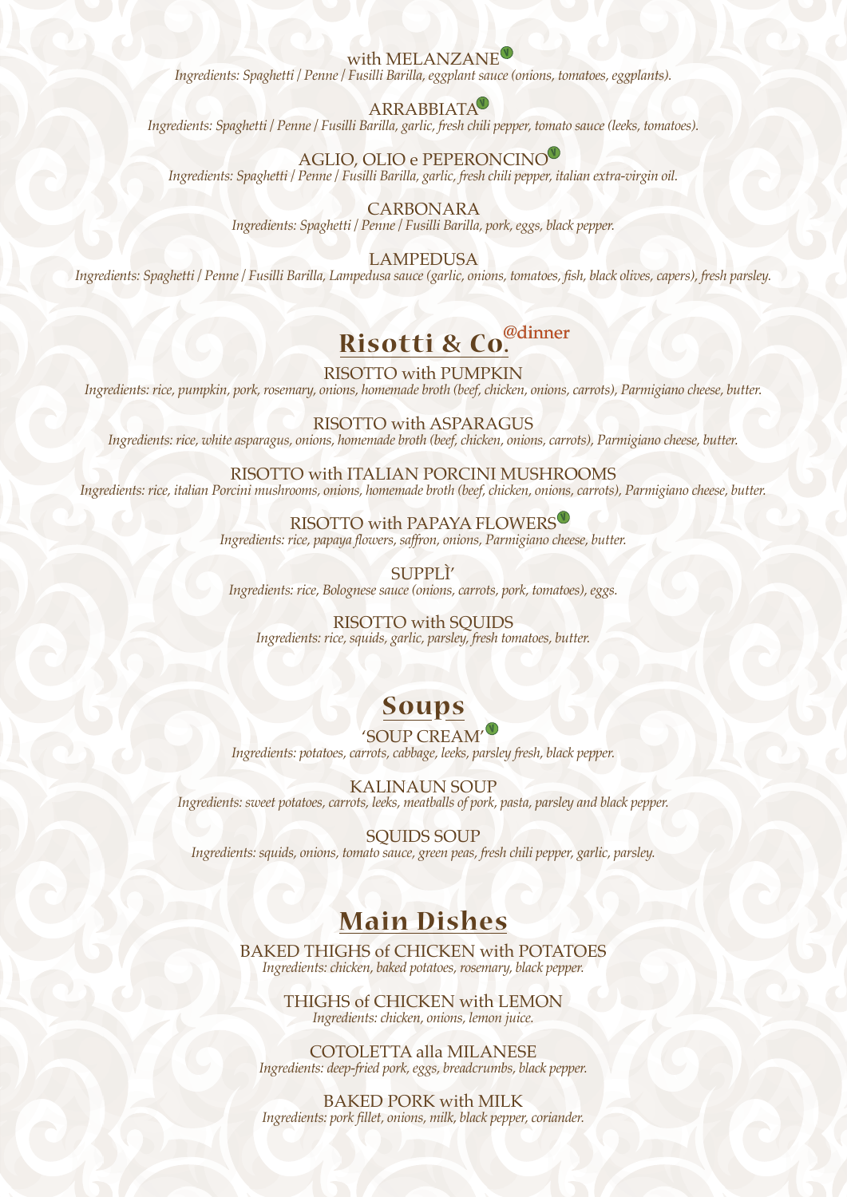with MELANZANE (V)
*Ingredients: Spaghetti / Penne / Fusilli Barilla, eggplant sauce (onions, tomatoes, eggplants).*

ARRABBIATA (V)
*Ingredients: Spaghetti / Penne / Fusilli Barilla, garlic, fresh chili pepper, tomato sauce (leeks, tomatoes).*

AGLIO, OLIO e PEPERONCINO (V)
*Ingredients: Spaghetti / Penne / Fusilli Barilla, garlic, fresh chili pepper, italian extra-virgin oil.*

CARBONARA
*Ingredients: Spaghetti / Penne / Fusilli Barilla, pork, eggs, black pepper.*

LAMPEDUSA
*Ingredients: Spaghetti / Penne / Fusilli Barilla, Lampedusa sauce (garlic, onions, tomatoes, fish, black olives, capers), fresh parsley.*

## Risotti & Co. @dinner

RISOTTO with PUMPKIN
*Ingredients: rice, pumpkin, pork, rosemary, onions, homemade broth (beef, chicken, onions, carrots), Parmigiano cheese, butter.*

RISOTTO with ASPARAGUS
*Ingredients: rice, white asparagus, onions, homemade broth (beef, chicken, onions, carrots), Parmigiano cheese, butter.*

RISOTTO with ITALIAN PORCINI MUSHROOMS
*Ingredients: rice, italian Porcini mushrooms, onions, homemade broth (beef, chicken, onions, carrots), Parmigiano cheese, butter.*

RISOTTO with PAPAYA FLOWERS (V)
*Ingredients: rice, papaya flowers, saffron, onions, Parmigiano cheese, butter.*

SUPPLÌ'
*Ingredients: rice, Bolognese sauce (onions, carrots, pork, tomatoes), eggs.*

RISOTTO with SQUIDS
*Ingredients: rice, squids, garlic, parsley, fresh tomatoes, butter.*

## Soups

'SOUP CREAM' (V)
*Ingredients: potatoes, carrots, cabbage, leeks, parsley fresh, black pepper.*

KALINAUN SOUP
*Ingredients: sweet potatoes, carrots, leeks, meatballs of pork, pasta, parsley and black pepper.*

SQUIDS SOUP
*Ingredients: squids, onions, tomato sauce, green peas, fresh chili pepper, garlic, parsley.*

## Main Dishes

BAKED THIGHS of CHICKEN with POTATOES
*Ingredients: chicken, baked potatoes, rosemary, black pepper.*

THIGHS of CHICKEN with LEMON
*Ingredients: chicken, onions, lemon juice.*

COTOLETTA alla MILANESE
*Ingredients: deep-fried pork, eggs, breadcrumbs, black pepper.*

BAKED PORK with MILK
*Ingredients: pork fillet, onions, milk, black pepper, coriander.*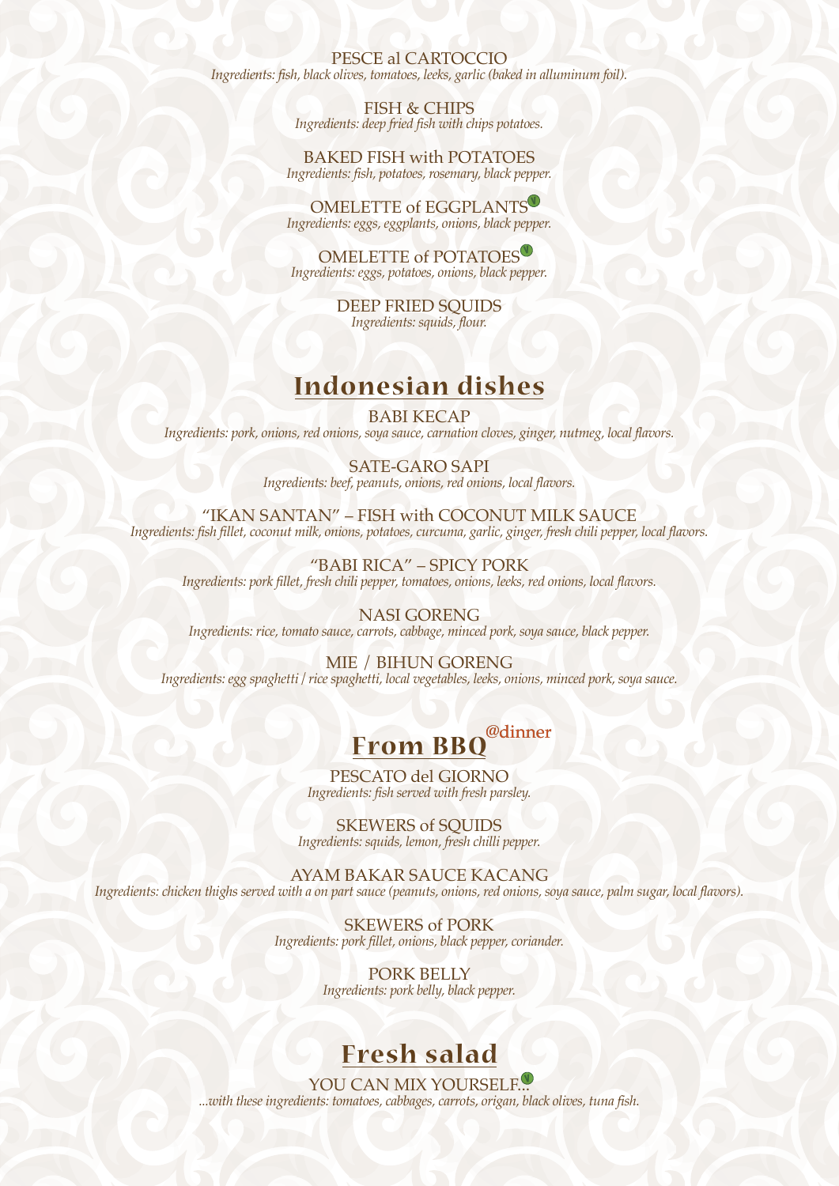PESCE al CARTOCCIO
*Ingredients: fish, black olives, tomatoes, leeks, garlic (baked in alluminum foil).*

FISH & CHIPS
*Ingredients: deep fried fish with chips potatoes.*

BAKED FISH with POTATOES
*Ingredients: fish, potatoes, rosemary, black pepper.*

OMELETTE of EGGPLANTS (V)
*Ingredients: eggs, eggplants, onions, black pepper.*

OMELETTE of POTATOES (V)
*Ingredients: eggs, potatoes, onions, black pepper.*

DEEP FRIED SQUIDS
*Ingredients: squids, flour.*

## Indonesian dishes

BABI KECAP
*Ingredients: pork, onions, red onions, soya sauce, carnation cloves, ginger, nutmeg, local flavors.*

SATE-GARO SAPI
*Ingredients: beef, peanuts, onions, red onions, local flavors.*

"IKAN SANTAN" – FISH with COCONUT MILK SAUCE
*Ingredients: fish fillet, coconut milk, onions, potatoes, curcuma, garlic, ginger, fresh chili pepper, local flavors.*

"BABI RICA" – SPICY PORK
*Ingredients: pork fillet, fresh chili pepper, tomatoes, onions, leeks, red onions, local flavors.*

NASI GORENG
*Ingredients: rice, tomato sauce, carrots, cabbage, minced pork, soya sauce, black pepper.*

MIE / BIHUN GORENG
*Ingredients: egg spaghetti / rice spaghetti, local vegetables, leeks, onions, minced pork, soya sauce.*

## From BBQ @dinner

PESCATO del GIORNO
*Ingredients: fish served with fresh parsley.*

SKEWERS of SQUIDS
*Ingredients: squids, lemon, fresh chilli pepper.*

AYAM BAKAR SAUCE KACANG
*Ingredients: chicken thighs served with a on part sauce (peanuts, onions, red onions, soya sauce, palm sugar, local flavors).*

SKEWERS of PORK
*Ingredients: pork fillet, onions, black pepper, coriander.*

PORK BELLY
*Ingredients: pork belly, black pepper.*

## Fresh salad

YOU CAN MIX YOURSELF... (V)
*...with these ingredients: tomatoes, cabbages, carrots, origan, black olives, tuna fish.*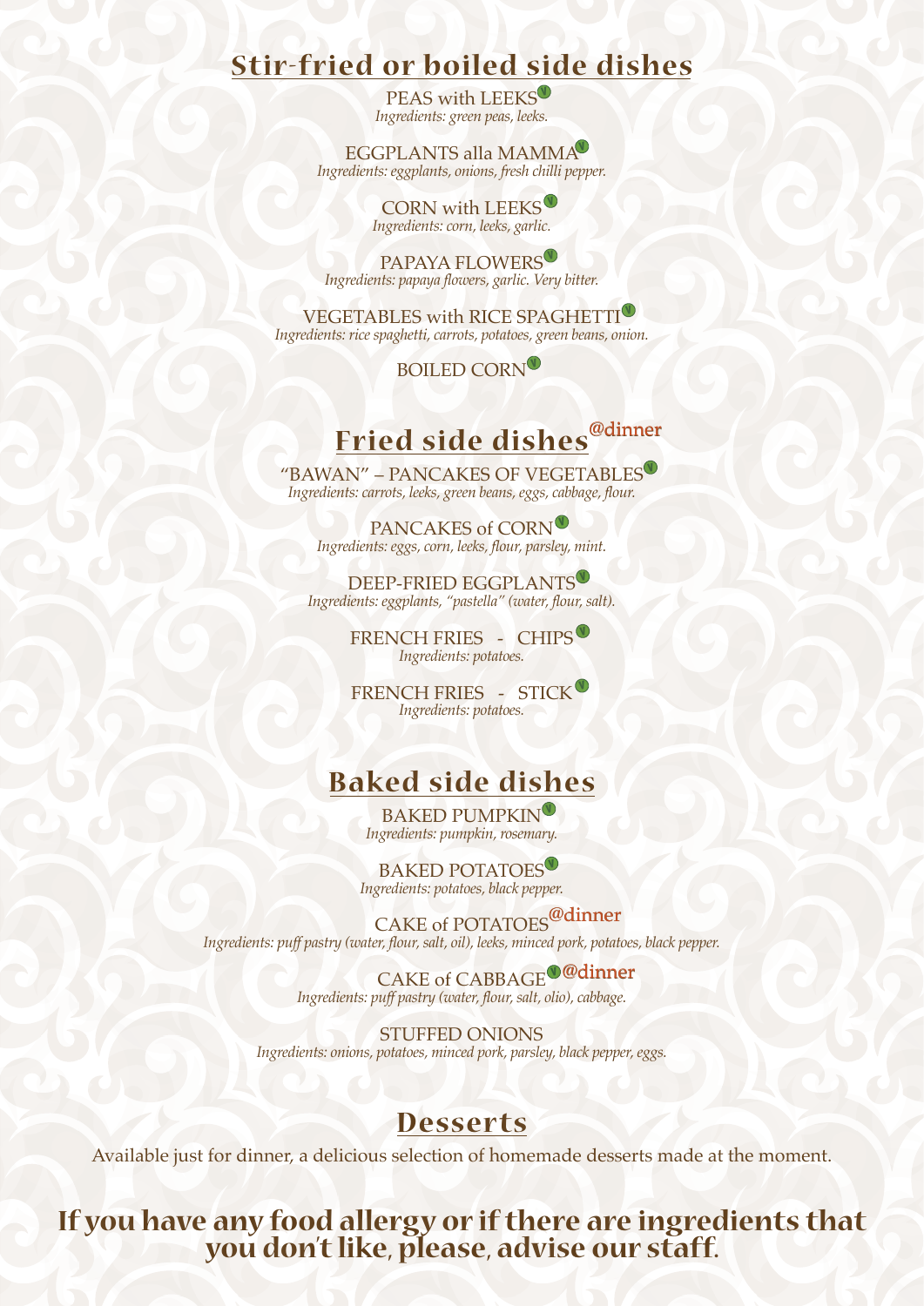## Stir-fried or boiled side dishes

PEAS with LEEKS (V)
*Ingredients: green peas, leeks.*

EGGPLANTS alla MAMMA (V)
*Ingredients: eggplants, onions, fresh chilli pepper.*

CORN with LEEKS (V)
*Ingredients: corn, leeks, garlic.*

PAPAYA FLOWERS (V)
*Ingredients: papaya flowers, garlic. Very bitter.*

VEGETABLES with RICE SPAGHETTI (V)
*Ingredients: rice spaghetti, carrots, potatoes, green beans, onion.*

BOILED CORN (V)

## Fried side dishes @dinner

"BAWAN" – PANCAKES OF VEGETABLES (V)
*Ingredients: carrots, leeks, green beans, eggs, cabbage, flour.*

PANCAKES of CORN (V)
*Ingredients: eggs, corn, leeks, flour, parsley, mint.*

DEEP-FRIED EGGPLANTS (V)
*Ingredients: eggplants, "pastella" (water, flour, salt).*

FRENCH FRIES - CHIPS (V)
*Ingredients: potatoes.*

FRENCH FRIES - STICK (V)
*Ingredients: potatoes.*

## Baked side dishes

BAKED PUMPKIN (V)
*Ingredients: pumpkin, rosemary.*

BAKED POTATOES (V)
*Ingredients: potatoes, black pepper.*

CAKE of POTATOES @dinner
*Ingredients: puff pastry (water, flour, salt, oil), leeks, minced pork, potatoes, black pepper.*

CAKE of CABBAGE (V) @dinner
*Ingredients: puff pastry (water, flour, salt, olio), cabbage.*

STUFFED ONIONS
*Ingredients: onions, potatoes, minced pork, parsley, black pepper, eggs.*

## Desserts

Available just for dinner, a delicious selection of homemade desserts made at the moment.

**If you have any food allergy or if there are ingredients that you don't like, please, advise our staff.**